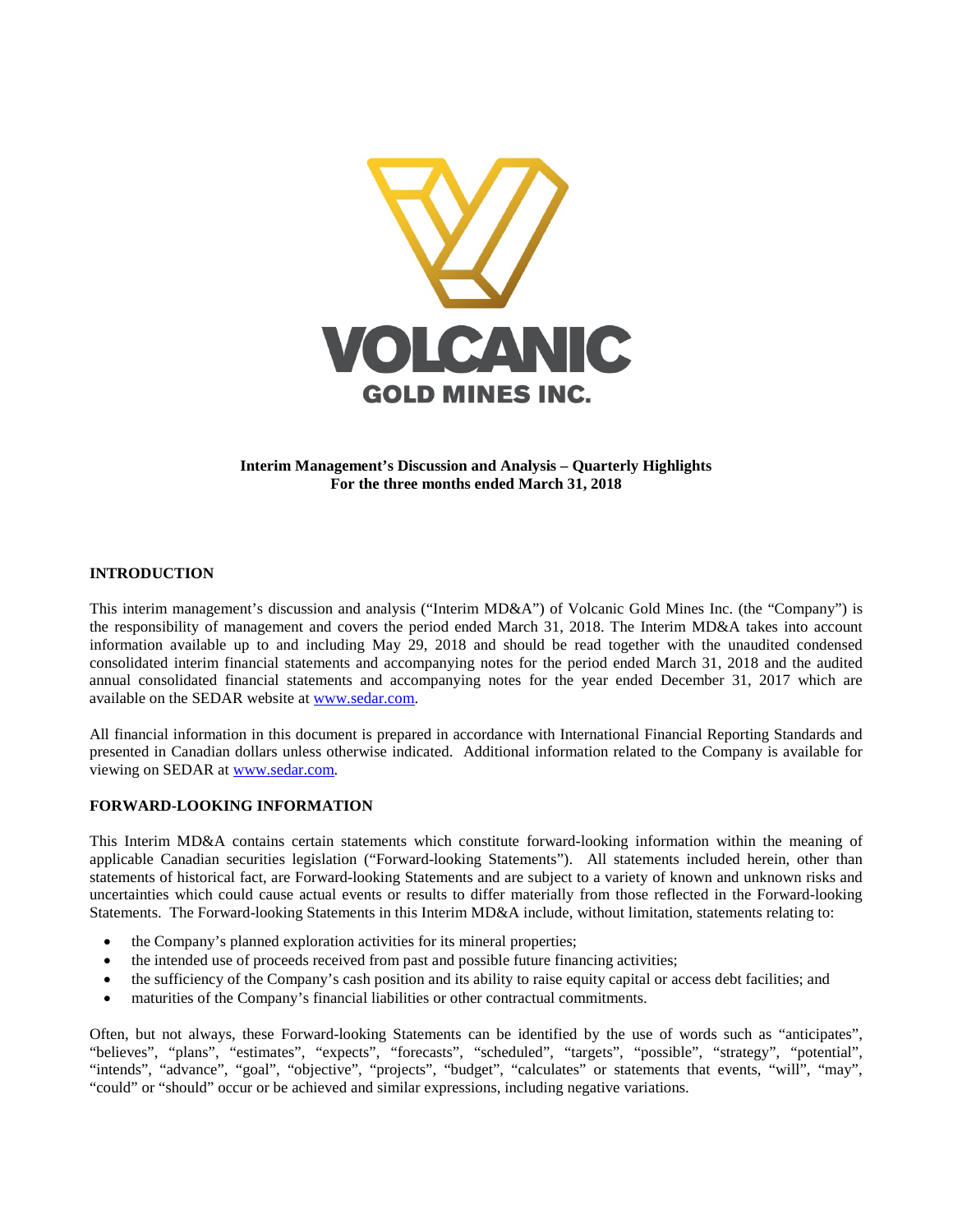VOLCANIC

GOLD MINES INC.

**Interim Management's Discussion and Analysis – Quarterly Highlights**
**For the three months ended March 31, 2018**

## INTRODUCTION

This interim management's discussion and analysis ("Interim MD&A") of Volcanic Gold Mines Inc. (the "Company") is the responsibility of management and covers the period ended March 31, 2018. The Interim MD&A takes into account information available up to and including May 29, 2018 and should be read together with the unaudited condensed consolidated interim financial statements and accompanying notes for the period ended March 31, 2018 and the audited annual consolidated financial statements and accompanying notes for the year ended December 31, 2017 which are available on the SEDAR website at www.sedar.com.

All financial information in this document is prepared in accordance with International Financial Reporting Standards and presented in Canadian dollars unless otherwise indicated. Additional information related to the Company is available for viewing on SEDAR at www.sedar.com.

## FORWARD-LOOKING INFORMATION

This Interim MD&A contains certain statements which constitute forward-looking information within the meaning of applicable Canadian securities legislation ("Forward-looking Statements"). All statements included herein, other than statements of historical fact, are Forward-looking Statements and are subject to a variety of known and unknown risks and uncertainties which could cause actual events or results to differ materially from those reflected in the Forward-looking Statements. The Forward-looking Statements in this Interim MD&A include, without limitation, statements relating to:

- the Company's planned exploration activities for its mineral properties;
- the intended use of proceeds received from past and possible future financing activities;
- the sufficiency of the Company's cash position and its ability to raise equity capital or access debt facilities; and
- maturities of the Company's financial liabilities or other contractual commitments.

Often, but not always, these Forward-looking Statements can be identified by the use of words such as "anticipates", "believes", "plans", "estimates", "expects", "forecasts", "scheduled", "targets", "possible", "strategy", "potential", "intends", "advance", "goal", "objective", "projects", "budget", "calculates" or statements that events, "will", "may", "could" or "should" occur or be achieved and similar expressions, including negative variations.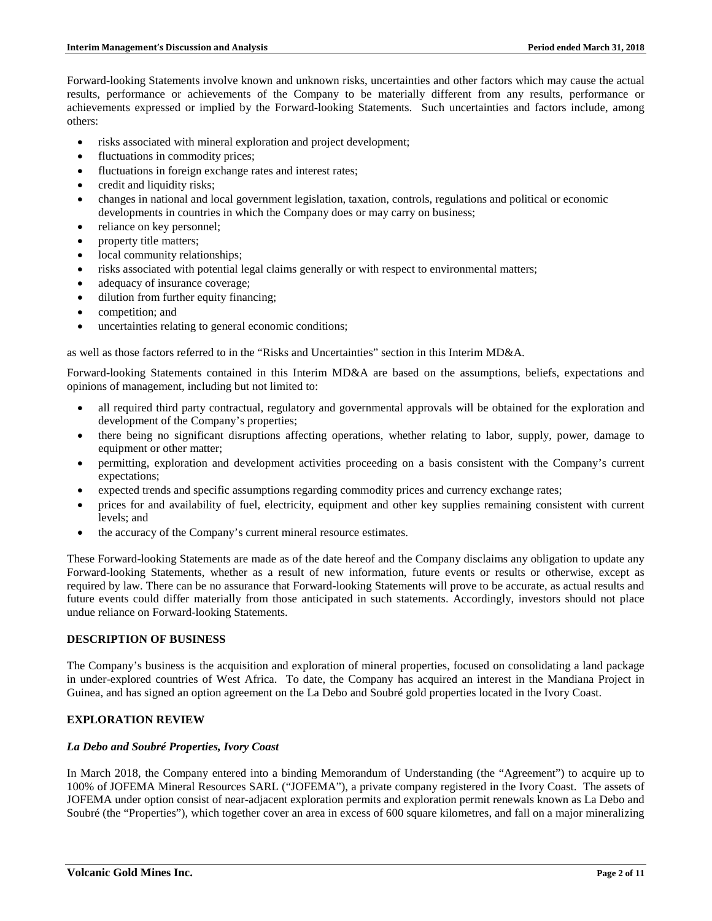Forward-looking Statements involve known and unknown risks, uncertainties and other factors which may cause the actual results, performance or achievements of the Company to be materially different from any results, performance or achievements expressed or implied by the Forward-looking Statements. Such uncertainties and factors include, among others:

- risks associated with mineral exploration and project development;
- fluctuations in commodity prices;
- fluctuations in foreign exchange rates and interest rates;
- credit and liquidity risks;
- changes in national and local government legislation, taxation, controls, regulations and political or economic developments in countries in which the Company does or may carry on business;
- reliance on key personnel;
- property title matters;
- local community relationships;
- risks associated with potential legal claims generally or with respect to environmental matters;
- adequacy of insurance coverage;
- dilution from further equity financing;
- competition; and
- uncertainties relating to general economic conditions;

as well as those factors referred to in the "Risks and Uncertainties" section in this Interim MD&A.

Forward-looking Statements contained in this Interim MD&A are based on the assumptions, beliefs, expectations and opinions of management, including but not limited to:

- all required third party contractual, regulatory and governmental approvals will be obtained for the exploration and development of the Company's properties;
- there being no significant disruptions affecting operations, whether relating to labor, supply, power, damage to equipment or other matter;
- permitting, exploration and development activities proceeding on a basis consistent with the Company's current expectations;
- expected trends and specific assumptions regarding commodity prices and currency exchange rates;
- prices for and availability of fuel, electricity, equipment and other key supplies remaining consistent with current levels; and
- the accuracy of the Company's current mineral resource estimates.

These Forward-looking Statements are made as of the date hereof and the Company disclaims any obligation to update any Forward-looking Statements, whether as a result of new information, future events or results or otherwise, except as required by law. There can be no assurance that Forward-looking Statements will prove to be accurate, as actual results and future events could differ materially from those anticipated in such statements. Accordingly, investors should not place undue reliance on Forward-looking Statements.

## DESCRIPTION OF BUSINESS

The Company's business is the acquisition and exploration of mineral properties, focused on consolidating a land package in under-explored countries of West Africa. To date, the Company has acquired an interest in the Mandiana Project in Guinea, and has signed an option agreement on the La Debo and Soubré gold properties located in the Ivory Coast.

## EXPLORATION REVIEW

### *La Debo and Soubré Properties, Ivory Coast*

In March 2018, the Company entered into a binding Memorandum of Understanding (the "Agreement") to acquire up to 100% of JOFEMA Mineral Resources SARL ("JOFEMA"), a private company registered in the Ivory Coast. The assets of JOFEMA under option consist of near-adjacent exploration permits and exploration permit renewals known as La Debo and Soubré (the "Properties"), which together cover an area in excess of 600 square kilometres, and fall on a major mineralizing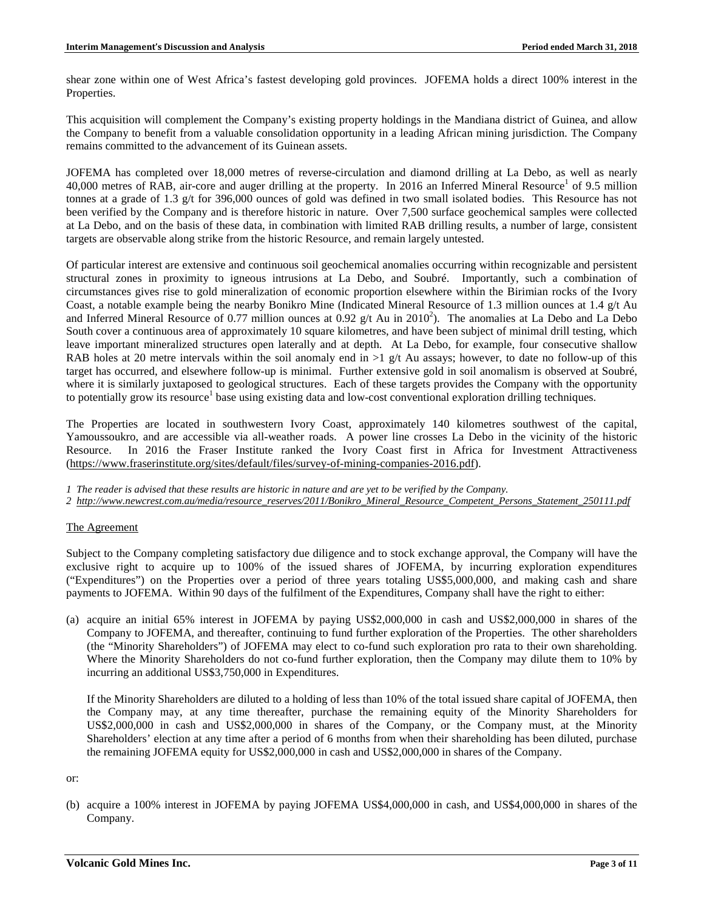shear zone within one of West Africa's fastest developing gold provinces. JOFEMA holds a direct 100% interest in the Properties.

This acquisition will complement the Company's existing property holdings in the Mandiana district of Guinea, and allow the Company to benefit from a valuable consolidation opportunity in a leading African mining jurisdiction. The Company remains committed to the advancement of its Guinean assets.

JOFEMA has completed over 18,000 metres of reverse-circulation and diamond drilling at La Debo, as well as nearly 40,000 metres of RAB, air-core and auger drilling at the property. In 2016 an Inferred Mineral Resource[1] of 9.5 million tonnes at a grade of 1.3 g/t for 396,000 ounces of gold was defined in two small isolated bodies. This Resource has not been verified by the Company and is therefore historic in nature. Over 7,500 surface geochemical samples were collected at La Debo, and on the basis of these data, in combination with limited RAB drilling results, a number of large, consistent targets are observable along strike from the historic Resource, and remain largely untested.

Of particular interest are extensive and continuous soil geochemical anomalies occurring within recognizable and persistent structural zones in proximity to igneous intrusions at La Debo, and Soubré. Importantly, such a combination of circumstances gives rise to gold mineralization of economic proportion elsewhere within the Birimian rocks of the Ivory Coast, a notable example being the nearby Bonikro Mine (Indicated Mineral Resource of 1.3 million ounces at 1.4 g/t Au and Inferred Mineral Resource of 0.77 million ounces at 0.92 g/t Au in 2010[2]). The anomalies at La Debo and La Debo South cover a continuous area of approximately 10 square kilometres, and have been subject of minimal drill testing, which leave important mineralized structures open laterally and at depth. At La Debo, for example, four consecutive shallow RAB holes at 20 metre intervals within the soil anomaly end in >1 g/t Au assays; however, to date no follow-up of this target has occurred, and elsewhere follow-up is minimal. Further extensive gold in soil anomalism is observed at Soubré, where it is similarly juxtaposed to geological structures. Each of these targets provides the Company with the opportunity to potentially grow its resource[1] base using existing data and low-cost conventional exploration drilling techniques.

The Properties are located in southwestern Ivory Coast, approximately 140 kilometres southwest of the capital, Yamoussoukro, and are accessible via all-weather roads. A power line crosses La Debo in the vicinity of the historic Resource. In 2016 the Fraser Institute ranked the Ivory Coast first in Africa for Investment Attractiveness (https://www.fraserinstitute.org/sites/default/files/survey-of-mining-companies-2016.pdf).

*1 The reader is advised that these results are historic in nature and are yet to be verified by the Company.*
*2 http://www.newcrest.com.au/media/resource_reserves/2011/Bonikro_Mineral_Resource_Competent_Persons_Statement_250111.pdf*

## The Agreement

Subject to the Company completing satisfactory due diligence and to stock exchange approval, the Company will have the exclusive right to acquire up to 100% of the issued shares of JOFEMA, by incurring exploration expenditures ("Expenditures") on the Properties over a period of three years totaling US$5,000,000, and making cash and share payments to JOFEMA. Within 90 days of the fulfilment of the Expenditures, Company shall have the right to either:

(a) acquire an initial 65% interest in JOFEMA by paying US$2,000,000 in cash and US$2,000,000 in shares of the Company to JOFEMA, and thereafter, continuing to fund further exploration of the Properties. The other shareholders (the "Minority Shareholders") of JOFEMA may elect to co-fund such exploration pro rata to their own shareholding. Where the Minority Shareholders do not co-fund further exploration, then the Company may dilute them to 10% by incurring an additional US$3,750,000 in Expenditures.

    If the Minority Shareholders are diluted to a holding of less than 10% of the total issued share capital of JOFEMA, then the Company may, at any time thereafter, purchase the remaining equity of the Minority Shareholders for US$2,000,000 in cash and US$2,000,000 in shares of the Company, or the Company must, at the Minority Shareholders' election at any time after a period of 6 months from when their shareholding has been diluted, purchase the remaining JOFEMA equity for US$2,000,000 in cash and US$2,000,000 in shares of the Company.

or:

(b) acquire a 100% interest in JOFEMA by paying JOFEMA US$4,000,000 in cash, and US$4,000,000 in shares of the Company.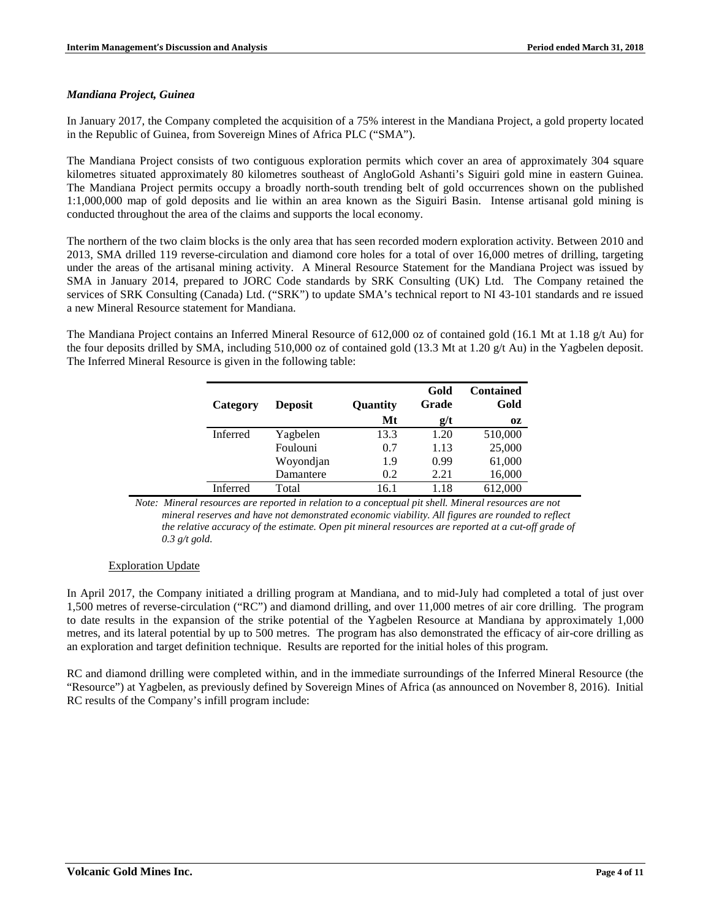### *Mandiana Project, Guinea*

In January 2017, the Company completed the acquisition of a 75% interest in the Mandiana Project, a gold property located in the Republic of Guinea, from Sovereign Mines of Africa PLC ("SMA").

The Mandiana Project consists of two contiguous exploration permits which cover an area of approximately 304 square kilometres situated approximately 80 kilometres southeast of AngloGold Ashanti's Siguiri gold mine in eastern Guinea. The Mandiana Project permits occupy a broadly north-south trending belt of gold occurrences shown on the published 1:1,000,000 map of gold deposits and lie within an area known as the Siguiri Basin. Intense artisanal gold mining is conducted throughout the area of the claims and supports the local economy.

The northern of the two claim blocks is the only area that has seen recorded modern exploration activity. Between 2010 and 2013, SMA drilled 119 reverse-circulation and diamond core holes for a total of over 16,000 metres of drilling, targeting under the areas of the artisanal mining activity. A Mineral Resource Statement for the Mandiana Project was issued by SMA in January 2014, prepared to JORC Code standards by SRK Consulting (UK) Ltd. The Company retained the services of SRK Consulting (Canada) Ltd. ("SRK") to update SMA's technical report to NI 43-101 standards and re issued a new Mineral Resource statement for Mandiana.

The Mandiana Project contains an Inferred Mineral Resource of 612,000 oz of contained gold (16.1 Mt at 1.18 g/t Au) for the four deposits drilled by SMA, including 510,000 oz of contained gold (13.3 Mt at 1.20 g/t Au) in the Yagbelen deposit. The Inferred Mineral Resource is given in the following table:

| Category | Deposit | Quantity | Gold Grade | Contained Gold |
|---|---|---|---|---|
| | | Mt | g/t | oz |
| Inferred | Yagbelen | 13.3 | 1.20 | 510,000 |
| | Foulouni | 0.7 | 1.13 | 25,000 |
| | Woyondjan | 1.9 | 0.99 | 61,000 |
| | Damantere | 0.2 | 2.21 | 16,000 |
| Inferred | Total | 16.1 | 1.18 | 612,000 |

*Note: Mineral resources are reported in relation to a conceptual pit shell. Mineral resources are not mineral reserves and have not demonstrated economic viability. All figures are rounded to reflect the relative accuracy of the estimate. Open pit mineral resources are reported at a cut-off grade of 0.3 g/t gold.*

Exploration Update

In April 2017, the Company initiated a drilling program at Mandiana, and to mid-July had completed a total of just over 1,500 metres of reverse-circulation ("RC") and diamond drilling, and over 11,000 metres of air core drilling. The program to date results in the expansion of the strike potential of the Yagbelen Resource at Mandiana by approximately 1,000 metres, and its lateral potential by up to 500 metres. The program has also demonstrated the efficacy of air-core drilling as an exploration and target definition technique. Results are reported for the initial holes of this program.

RC and diamond drilling were completed within, and in the immediate surroundings of the Inferred Mineral Resource (the "Resource") at Yagbelen, as previously defined by Sovereign Mines of Africa (as announced on November 8, 2016). Initial RC results of the Company's infill program include: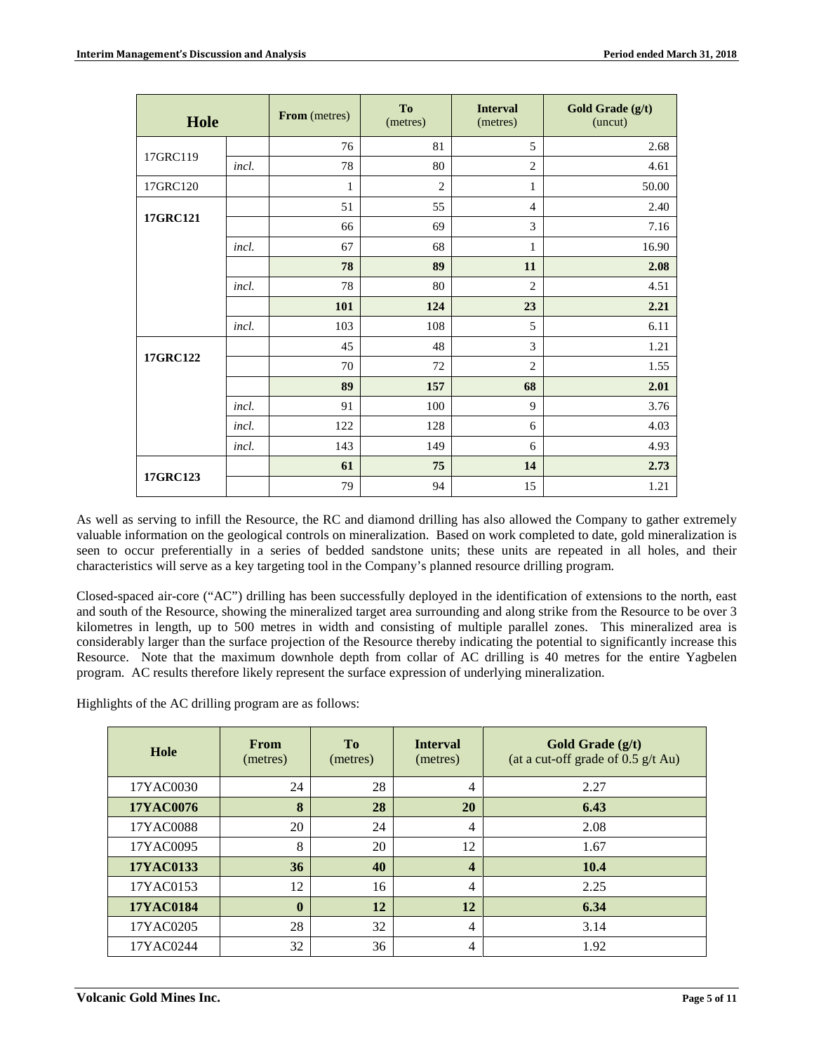| Hole | | From (metres) | To (metres) | Interval (metres) | Gold Grade (g/t) (uncut) |
|---|---|---|---|---|---|
| 17GRC119 | | 76 | 81 | 5 | 2.68 |
| | *incl.* | 78 | 80 | 2 | 4.61 |
| 17GRC120 | | 1 | 2 | 1 | 50.00 |
| **17GRC121** | | 51 | 55 | 4 | 2.40 |
| | | 66 | 69 | 3 | 7.16 |
| | *incl.* | 67 | 68 | 1 | 16.90 |
| | | **78** | **89** | **11** | **2.08** |
| | *incl.* | 78 | 80 | 2 | 4.51 |
| | | **101** | **124** | **23** | **2.21** |
| | *incl.* | 103 | 108 | 5 | 6.11 |
| **17GRC122** | | 45 | 48 | 3 | 1.21 |
| | | 70 | 72 | 2 | 1.55 |
| | | **89** | **157** | **68** | **2.01** |
| | *incl.* | 91 | 100 | 9 | 3.76 |
| | *incl.* | 122 | 128 | 6 | 4.03 |
| | *incl.* | 143 | 149 | 6 | 4.93 |
| **17GRC123** | | **61** | **75** | **14** | **2.73** |
| | | 79 | 94 | 15 | 1.21 |

As well as serving to infill the Resource, the RC and diamond drilling has also allowed the Company to gather extremely valuable information on the geological controls on mineralization. Based on work completed to date, gold mineralization is seen to occur preferentially in a series of bedded sandstone units; these units are repeated in all holes, and their characteristics will serve as a key targeting tool in the Company's planned resource drilling program.

Closed-spaced air-core ("AC") drilling has been successfully deployed in the identification of extensions to the north, east and south of the Resource, showing the mineralized target area surrounding and along strike from the Resource to be over 3 kilometres in length, up to 500 metres in width and consisting of multiple parallel zones. This mineralized area is considerably larger than the surface projection of the Resource thereby indicating the potential to significantly increase this Resource. Note that the maximum downhole depth from collar of AC drilling is 40 metres for the entire Yagbelen program. AC results therefore likely represent the surface expression of underlying mineralization.

Highlights of the AC drilling program are as follows:

| Hole | From (metres) | To (metres) | Interval (metres) | Gold Grade (g/t) (at a cut-off grade of 0.5 g/t Au) |
|---|---|---|---|---|
| 17YAC0030 | 24 | 28 | 4 | 2.27 |
| **17YAC0076** | **8** | **28** | **20** | **6.43** |
| 17YAC0088 | 20 | 24 | 4 | 2.08 |
| 17YAC0095 | 8 | 20 | 12 | 1.67 |
| **17YAC0133** | **36** | **40** | **4** | **10.4** |
| 17YAC0153 | 12 | 16 | 4 | 2.25 |
| **17YAC0184** | **0** | **12** | **12** | **6.34** |
| 17YAC0205 | 28 | 32 | 4 | 3.14 |
| 17YAC0244 | 32 | 36 | 4 | 1.92 |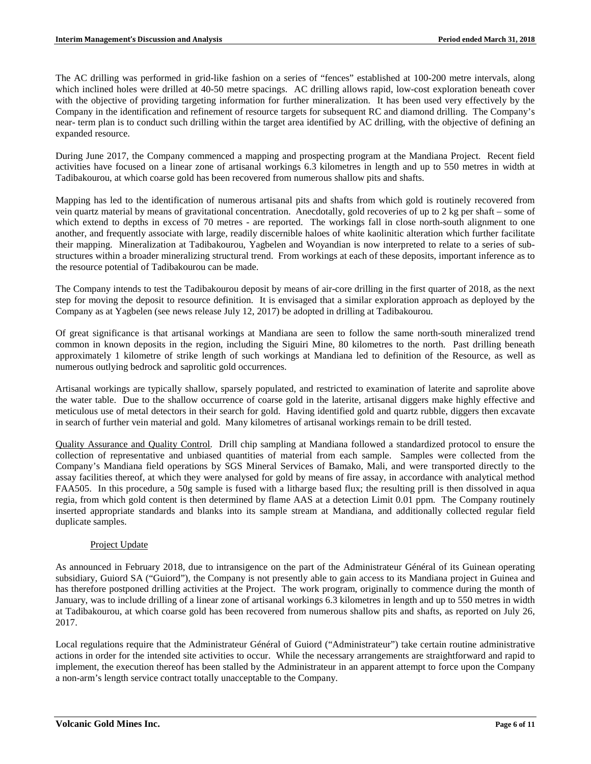The AC drilling was performed in grid-like fashion on a series of "fences" established at 100-200 metre intervals, along which inclined holes were drilled at 40-50 metre spacings. AC drilling allows rapid, low-cost exploration beneath cover with the objective of providing targeting information for further mineralization. It has been used very effectively by the Company in the identification and refinement of resource targets for subsequent RC and diamond drilling. The Company's near- term plan is to conduct such drilling within the target area identified by AC drilling, with the objective of defining an expanded resource.

During June 2017, the Company commenced a mapping and prospecting program at the Mandiana Project. Recent field activities have focused on a linear zone of artisanal workings 6.3 kilometres in length and up to 550 metres in width at Tadibakourou, at which coarse gold has been recovered from numerous shallow pits and shafts.

Mapping has led to the identification of numerous artisanal pits and shafts from which gold is routinely recovered from vein quartz material by means of gravitational concentration. Anecdotally, gold recoveries of up to 2 kg per shaft – some of which extend to depths in excess of 70 metres - are reported. The workings fall in close north-south alignment to one another, and frequently associate with large, readily discernible haloes of white kaolinitic alteration which further facilitate their mapping. Mineralization at Tadibakourou, Yagbelen and Woyandian is now interpreted to relate to a series of sub-structures within a broader mineralizing structural trend. From workings at each of these deposits, important inference as to the resource potential of Tadibakourou can be made.

The Company intends to test the Tadibakourou deposit by means of air-core drilling in the first quarter of 2018, as the next step for moving the deposit to resource definition. It is envisaged that a similar exploration approach as deployed by the Company as at Yagbelen (see news release July 12, 2017) be adopted in drilling at Tadibakourou.

Of great significance is that artisanal workings at Mandiana are seen to follow the same north-south mineralized trend common in known deposits in the region, including the Siguiri Mine, 80 kilometres to the north. Past drilling beneath approximately 1 kilometre of strike length of such workings at Mandiana led to definition of the Resource, as well as numerous outlying bedrock and saprolitic gold occurrences.

Artisanal workings are typically shallow, sparsely populated, and restricted to examination of laterite and saprolite above the water table. Due to the shallow occurrence of coarse gold in the laterite, artisanal diggers make highly effective and meticulous use of metal detectors in their search for gold. Having identified gold and quartz rubble, diggers then excavate in search of further vein material and gold. Many kilometres of artisanal workings remain to be drill tested.

Quality Assurance and Quality Control. Drill chip sampling at Mandiana followed a standardized protocol to ensure the collection of representative and unbiased quantities of material from each sample. Samples were collected from the Company's Mandiana field operations by SGS Mineral Services of Bamako, Mali, and were transported directly to the assay facilities thereof, at which they were analysed for gold by means of fire assay, in accordance with analytical method FAA505. In this procedure, a 50g sample is fused with a litharge based flux; the resulting prill is then dissolved in aqua regia, from which gold content is then determined by flame AAS at a detection Limit 0.01 ppm. The Company routinely inserted appropriate standards and blanks into its sample stream at Mandiana, and additionally collected regular field duplicate samples.

## Project Update

As announced in February 2018, due to intransigence on the part of the Administrateur Général of its Guinean operating subsidiary, Guiord SA ("Guiord"), the Company is not presently able to gain access to its Mandiana project in Guinea and has therefore postponed drilling activities at the Project. The work program, originally to commence during the month of January, was to include drilling of a linear zone of artisanal workings 6.3 kilometres in length and up to 550 metres in width at Tadibakourou, at which coarse gold has been recovered from numerous shallow pits and shafts, as reported on July 26, 2017.

Local regulations require that the Administrateur Général of Guiord ("Administrateur") take certain routine administrative actions in order for the intended site activities to occur. While the necessary arrangements are straightforward and rapid to implement, the execution thereof has been stalled by the Administrateur in an apparent attempt to force upon the Company a non-arm's length service contract totally unacceptable to the Company.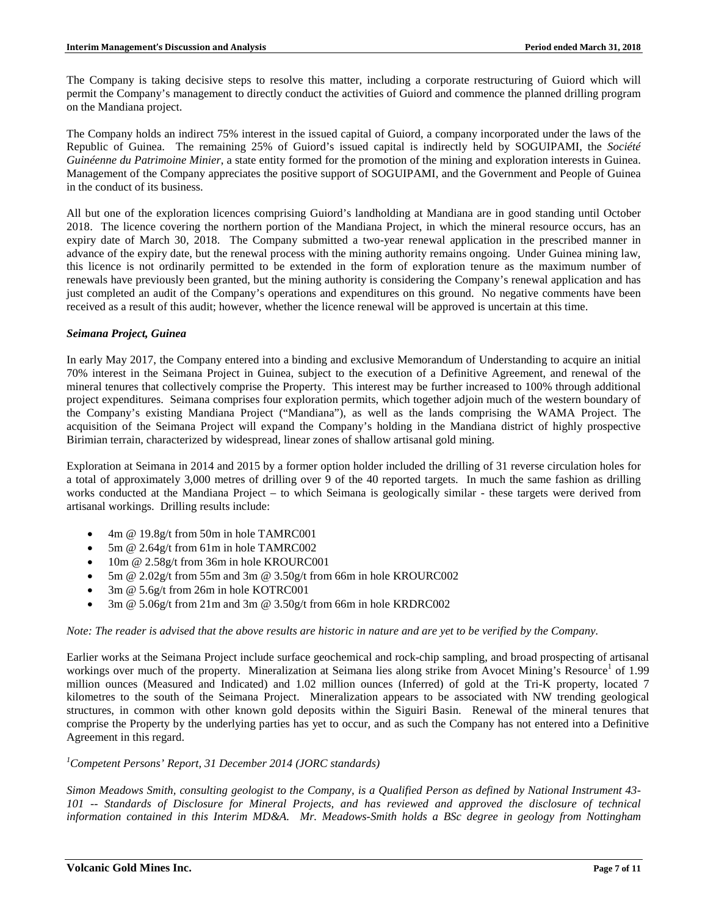The Company is taking decisive steps to resolve this matter, including a corporate restructuring of Guiord which will permit the Company's management to directly conduct the activities of Guiord and commence the planned drilling program on the Mandiana project.

The Company holds an indirect 75% interest in the issued capital of Guiord, a company incorporated under the laws of the Republic of Guinea. The remaining 25% of Guiord's issued capital is indirectly held by SOGUIPAMI, the *Société Guinéenne du Patrimoine Minier*, a state entity formed for the promotion of the mining and exploration interests in Guinea. Management of the Company appreciates the positive support of SOGUIPAMI, and the Government and People of Guinea in the conduct of its business.

All but one of the exploration licences comprising Guiord's landholding at Mandiana are in good standing until October 2018. The licence covering the northern portion of the Mandiana Project, in which the mineral resource occurs, has an expiry date of March 30, 2018. The Company submitted a two-year renewal application in the prescribed manner in advance of the expiry date, but the renewal process with the mining authority remains ongoing. Under Guinea mining law, this licence is not ordinarily permitted to be extended in the form of exploration tenure as the maximum number of renewals have previously been granted, but the mining authority is considering the Company's renewal application and has just completed an audit of the Company's operations and expenditures on this ground. No negative comments have been received as a result of this audit; however, whether the licence renewal will be approved is uncertain at this time.

***Seimana Project, Guinea***

In early May 2017, the Company entered into a binding and exclusive Memorandum of Understanding to acquire an initial 70% interest in the Seimana Project in Guinea, subject to the execution of a Definitive Agreement, and renewal of the mineral tenures that collectively comprise the Property. This interest may be further increased to 100% through additional project expenditures. Seimana comprises four exploration permits, which together adjoin much of the western boundary of the Company's existing Mandiana Project ("Mandiana"), as well as the lands comprising the WAMA Project. The acquisition of the Seimana Project will expand the Company's holding in the Mandiana district of highly prospective Birimian terrain, characterized by widespread, linear zones of shallow artisanal gold mining.

Exploration at Seimana in 2014 and 2015 by a former option holder included the drilling of 31 reverse circulation holes for a total of approximately 3,000 metres of drilling over 9 of the 40 reported targets. In much the same fashion as drilling works conducted at the Mandiana Project – to which Seimana is geologically similar - these targets were derived from artisanal workings. Drilling results include:

- 4m @ 19.8g/t from 50m in hole TAMRC001
- 5m @ 2.64g/t from 61m in hole TAMRC002
- 10m @ 2.58g/t from 36m in hole KROURC001
- 5m @ 2.02g/t from 55m and 3m @ 3.50g/t from 66m in hole KROURC002
- 3m @ 5.6g/t from 26m in hole KOTRC001
- 3m @ 5.06g/t from 21m and 3m @ 3.50g/t from 66m in hole KRDRC002

*Note: The reader is advised that the above results are historic in nature and are yet to be verified by the Company.*

Earlier works at the Seimana Project include surface geochemical and rock-chip sampling, and broad prospecting of artisanal workings over much of the property. Mineralization at Seimana lies along strike from Avocet Mining's Resource[1] of 1.99 million ounces (Measured and Indicated) and 1.02 million ounces (Inferred) of gold at the Tri-K property, located 7 kilometres to the south of the Seimana Project. Mineralization appears to be associated with NW trending geological structures, in common with other known gold deposits within the Siguiri Basin. Renewal of the mineral tenures that comprise the Property by the underlying parties has yet to occur, and as such the Company has not entered into a Definitive Agreement in this regard.

[1]*Competent Persons' Report, 31 December 2014 (JORC standards)*

*Simon Meadows Smith, consulting geologist to the Company, is a Qualified Person as defined by National Instrument 43-101 -- Standards of Disclosure for Mineral Projects, and has reviewed and approved the disclosure of technical information contained in this Interim MD&A. Mr. Meadows-Smith holds a BSc degree in geology from Nottingham*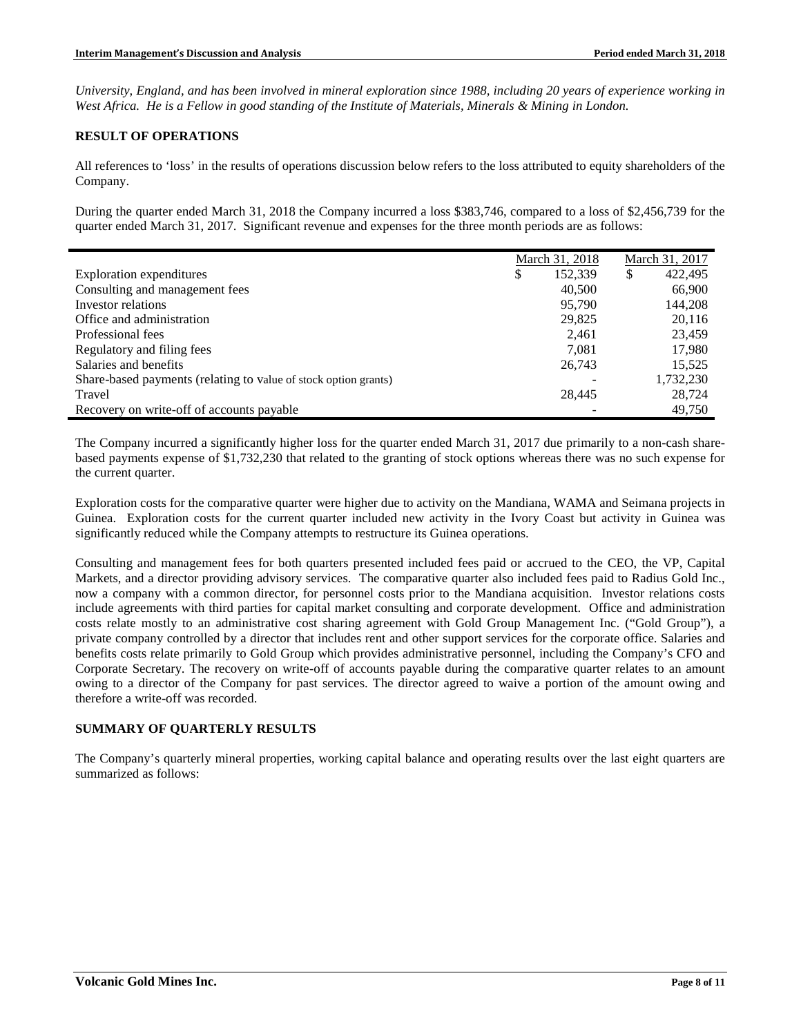*University, England, and has been involved in mineral exploration since 1988, including 20 years of experience working in West Africa. He is a Fellow in good standing of the Institute of Materials, Minerals & Mining in London.*

## RESULT OF OPERATIONS

All references to 'loss' in the results of operations discussion below refers to the loss attributed to equity shareholders of the Company.

During the quarter ended March 31, 2018 the Company incurred a loss $383,746, compared to a loss of $2,456,739 for the quarter ended March 31, 2017. Significant revenue and expenses for the three month periods are as follows:

| | March 31, 2018 | March 31, 2017 |
|---|---|---|
| Exploration expenditures | $ 152,339 | $ 422,495 |
| Consulting and management fees | 40,500 | 66,900 |
| Investor relations | 95,790 | 144,208 |
| Office and administration | 29,825 | 20,116 |
| Professional fees | 2,461 | 23,459 |
| Regulatory and filing fees | 7,081 | 17,980 |
| Salaries and benefits | 26,743 | 15,525 |
| Share-based payments (relating to value of stock option grants) | - | 1,732,230 |
| Travel | 28,445 | 28,724 |
| Recovery on write-off of accounts payable | - | 49,750 |

The Company incurred a significantly higher loss for the quarter ended March 31, 2017 due primarily to a non-cash share-based payments expense of $1,732,230 that related to the granting of stock options whereas there was no such expense for the current quarter.

Exploration costs for the comparative quarter were higher due to activity on the Mandiana, WAMA and Seimana projects in Guinea. Exploration costs for the current quarter included new activity in the Ivory Coast but activity in Guinea was significantly reduced while the Company attempts to restructure its Guinea operations.

Consulting and management fees for both quarters presented included fees paid or accrued to the CEO, the VP, Capital Markets, and a director providing advisory services. The comparative quarter also included fees paid to Radius Gold Inc., now a company with a common director, for personnel costs prior to the Mandiana acquisition. Investor relations costs include agreements with third parties for capital market consulting and corporate development. Office and administration costs relate mostly to an administrative cost sharing agreement with Gold Group Management Inc. ("Gold Group"), a private company controlled by a director that includes rent and other support services for the corporate office. Salaries and benefits costs relate primarily to Gold Group which provides administrative personnel, including the Company's CFO and Corporate Secretary. The recovery on write-off of accounts payable during the comparative quarter relates to an amount owing to a director of the Company for past services. The director agreed to waive a portion of the amount owing and therefore a write-off was recorded.

## SUMMARY OF QUARTERLY RESULTS

The Company's quarterly mineral properties, working capital balance and operating results over the last eight quarters are summarized as follows: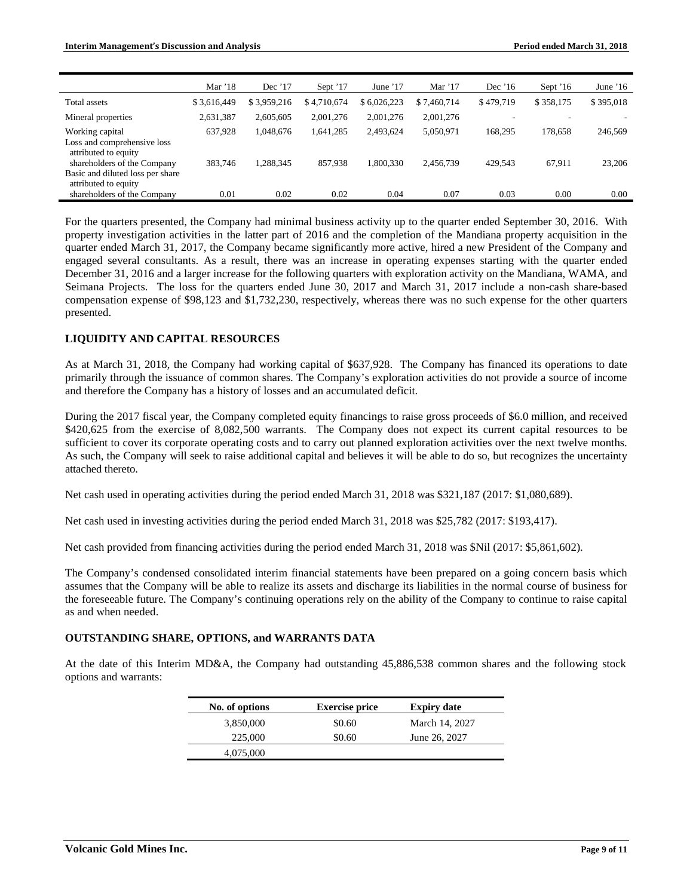| | Mar '18 | Dec '17 | Sept '17 | June '17 | Mar '17 | Dec '16 | Sept '16 | June '16 |
|---|---|---|---|---|---|---|---|---|
| Total assets | $ 3,616,449 | $ 3,959,216 | $ 4,710,674 | $ 6,026,223 | $ 7,460,714 | $ 479,719 | $ 358,175 | $ 395,018 |
| Mineral properties | 2,631,387 | 2,605,605 | 2,001,276 | 2,001,276 | 2,001,276 | - | - | - |
| Working capital | 637,928 | 1,048,676 | 1,641,285 | 2,493,624 | 5,050,971 | 168,295 | 178,658 | 246,569 |
| Loss and comprehensive loss attributed to equity shareholders of the Company | 383,746 | 1,288,345 | 857,938 | 1,800,330 | 2,456,739 | 429,543 | 67,911 | 23,206 |
| Basic and diluted loss per share attributed to equity shareholders of the Company | 0.01 | 0.02 | 0.02 | 0.04 | 0.07 | 0.03 | 0.00 | 0.00 |

For the quarters presented, the Company had minimal business activity up to the quarter ended September 30, 2016. With property investigation activities in the latter part of 2016 and the completion of the Mandiana property acquisition in the quarter ended March 31, 2017, the Company became significantly more active, hired a new President of the Company and engaged several consultants. As a result, there was an increase in operating expenses starting with the quarter ended December 31, 2016 and a larger increase for the following quarters with exploration activity on the Mandiana, WAMA, and Seimana Projects. The loss for the quarters ended June 30, 2017 and March 31, 2017 include a non-cash share-based compensation expense of $98,123 and $1,732,230, respectively, whereas there was no such expense for the other quarters presented.

## LIQUIDITY AND CAPITAL RESOURCES

As at March 31, 2018, the Company had working capital of $637,928. The Company has financed its operations to date primarily through the issuance of common shares. The Company's exploration activities do not provide a source of income and therefore the Company has a history of losses and an accumulated deficit.

During the 2017 fiscal year, the Company completed equity financings to raise gross proceeds of $6.0 million, and received $420,625 from the exercise of 8,082,500 warrants. The Company does not expect its current capital resources to be sufficient to cover its corporate operating costs and to carry out planned exploration activities over the next twelve months. As such, the Company will seek to raise additional capital and believes it will be able to do so, but recognizes the uncertainty attached thereto.

Net cash used in operating activities during the period ended March 31, 2018 was $321,187 (2017: $1,080,689).

Net cash used in investing activities during the period ended March 31, 2018 was $25,782 (2017: $193,417).

Net cash provided from financing activities during the period ended March 31, 2018 was $Nil (2017: $5,861,602).

The Company's condensed consolidated interim financial statements have been prepared on a going concern basis which assumes that the Company will be able to realize its assets and discharge its liabilities in the normal course of business for the foreseeable future. The Company's continuing operations rely on the ability of the Company to continue to raise capital as and when needed.

## OUTSTANDING SHARE, OPTIONS, and WARRANTS DATA

At the date of this Interim MD&A, the Company had outstanding 45,886,538 common shares and the following stock options and warrants:

| No. of options | Exercise price | Expiry date |
|---|---|---|
| 3,850,000 | $0.60 | March 14, 2027 |
| 225,000 | $0.60 | June 26, 2027 |
| 4,075,000 | | |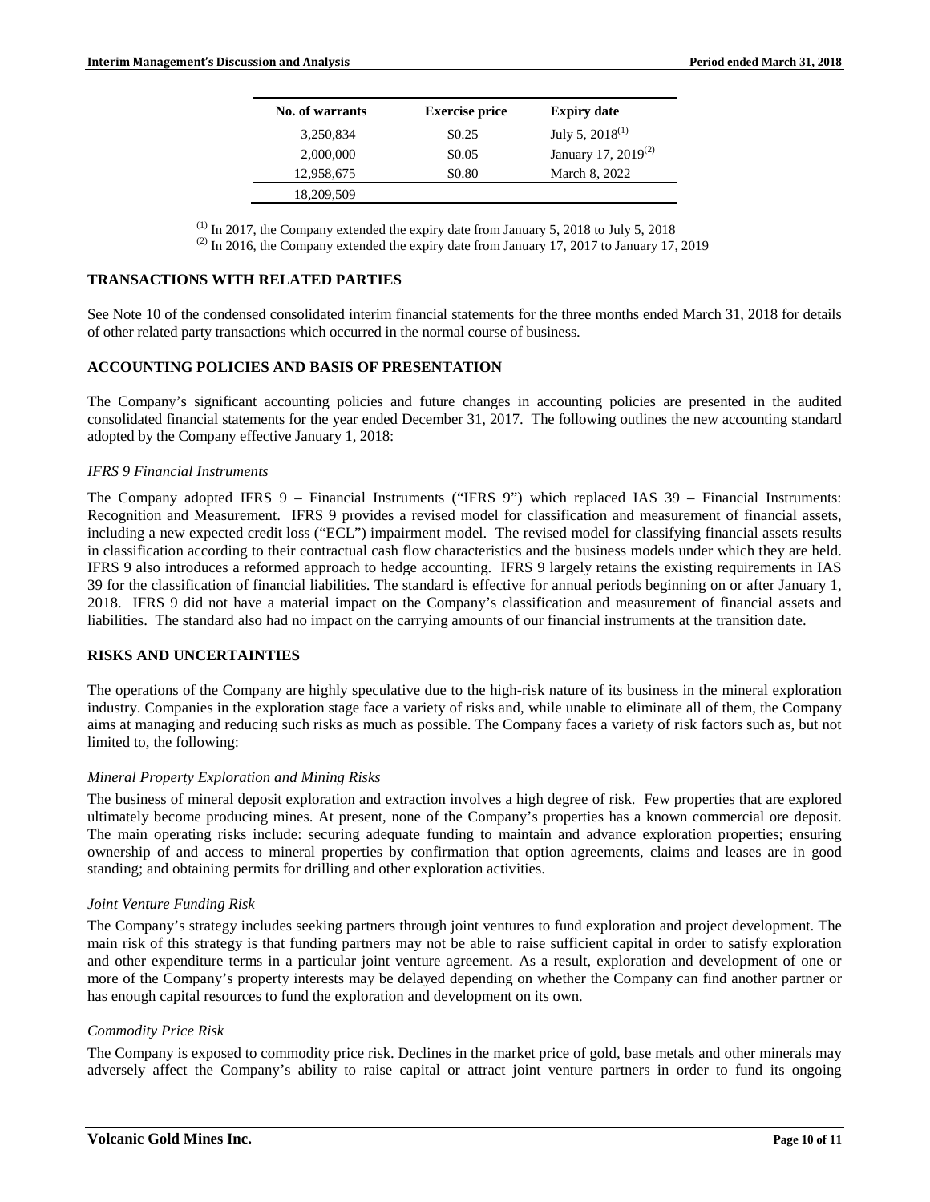| No. of warrants | Exercise price | Expiry date |
| --- | --- | --- |
| 3,250,834 | \$0.25 | July 5, 2018[(1)] |
| 2,000,000 | \$0.05 | January 17, 2019[(2)] |
| 12,958,675 | \$0.80 | March 8, 2022 |
| 18,209,509 | | |

[(1)] In 2017, the Company extended the expiry date from January 5, 2018 to July 5, 2018
[(2)] In 2016, the Company extended the expiry date from January 17, 2017 to January 17, 2019

## TRANSACTIONS WITH RELATED PARTIES

See Note 10 of the condensed consolidated interim financial statements for the three months ended March 31, 2018 for details of other related party transactions which occurred in the normal course of business.

## ACCOUNTING POLICIES AND BASIS OF PRESENTATION

The Company's significant accounting policies and future changes in accounting policies are presented in the audited consolidated financial statements for the year ended December 31, 2017. The following outlines the new accounting standard adopted by the Company effective January 1, 2018:

*IFRS 9 Financial Instruments*

The Company adopted IFRS 9 – Financial Instruments ("IFRS 9") which replaced IAS 39 – Financial Instruments: Recognition and Measurement. IFRS 9 provides a revised model for classification and measurement of financial assets, including a new expected credit loss ("ECL") impairment model. The revised model for classifying financial assets results in classification according to their contractual cash flow characteristics and the business models under which they are held. IFRS 9 also introduces a reformed approach to hedge accounting. IFRS 9 largely retains the existing requirements in IAS 39 for the classification of financial liabilities. The standard is effective for annual periods beginning on or after January 1, 2018. IFRS 9 did not have a material impact on the Company's classification and measurement of financial assets and liabilities. The standard also had no impact on the carrying amounts of our financial instruments at the transition date.

## RISKS AND UNCERTAINTIES

The operations of the Company are highly speculative due to the high-risk nature of its business in the mineral exploration industry. Companies in the exploration stage face a variety of risks and, while unable to eliminate all of them, the Company aims at managing and reducing such risks as much as possible. The Company faces a variety of risk factors such as, but not limited to, the following:

*Mineral Property Exploration and Mining Risks*

The business of mineral deposit exploration and extraction involves a high degree of risk. Few properties that are explored ultimately become producing mines. At present, none of the Company's properties has a known commercial ore deposit. The main operating risks include: securing adequate funding to maintain and advance exploration properties; ensuring ownership of and access to mineral properties by confirmation that option agreements, claims and leases are in good standing; and obtaining permits for drilling and other exploration activities.

*Joint Venture Funding Risk*

The Company's strategy includes seeking partners through joint ventures to fund exploration and project development. The main risk of this strategy is that funding partners may not be able to raise sufficient capital in order to satisfy exploration and other expenditure terms in a particular joint venture agreement. As a result, exploration and development of one or more of the Company's property interests may be delayed depending on whether the Company can find another partner or has enough capital resources to fund the exploration and development on its own.

*Commodity Price Risk*

The Company is exposed to commodity price risk. Declines in the market price of gold, base metals and other minerals may adversely affect the Company's ability to raise capital or attract joint venture partners in order to fund its ongoing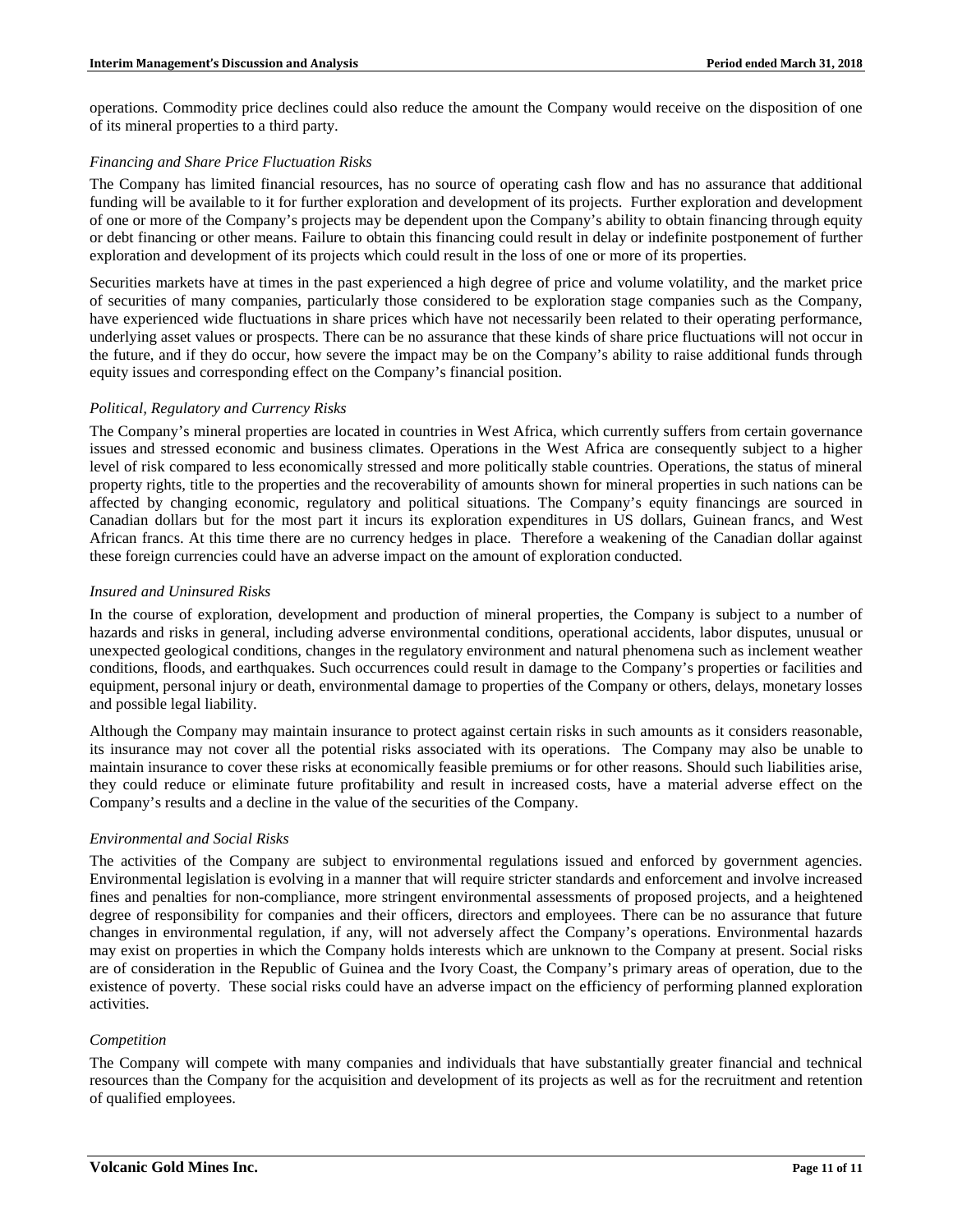operations. Commodity price declines could also reduce the amount the Company would receive on the disposition of one of its mineral properties to a third party.

*Financing and Share Price Fluctuation Risks*

The Company has limited financial resources, has no source of operating cash flow and has no assurance that additional funding will be available to it for further exploration and development of its projects. Further exploration and development of one or more of the Company's projects may be dependent upon the Company's ability to obtain financing through equity or debt financing or other means. Failure to obtain this financing could result in delay or indefinite postponement of further exploration and development of its projects which could result in the loss of one or more of its properties.

Securities markets have at times in the past experienced a high degree of price and volume volatility, and the market price of securities of many companies, particularly those considered to be exploration stage companies such as the Company, have experienced wide fluctuations in share prices which have not necessarily been related to their operating performance, underlying asset values or prospects. There can be no assurance that these kinds of share price fluctuations will not occur in the future, and if they do occur, how severe the impact may be on the Company's ability to raise additional funds through equity issues and corresponding effect on the Company's financial position.

*Political, Regulatory and Currency Risks*

The Company's mineral properties are located in countries in West Africa, which currently suffers from certain governance issues and stressed economic and business climates. Operations in the West Africa are consequently subject to a higher level of risk compared to less economically stressed and more politically stable countries. Operations, the status of mineral property rights, title to the properties and the recoverability of amounts shown for mineral properties in such nations can be affected by changing economic, regulatory and political situations. The Company's equity financings are sourced in Canadian dollars but for the most part it incurs its exploration expenditures in US dollars, Guinean francs, and West African francs. At this time there are no currency hedges in place. Therefore a weakening of the Canadian dollar against these foreign currencies could have an adverse impact on the amount of exploration conducted.

*Insured and Uninsured Risks*

In the course of exploration, development and production of mineral properties, the Company is subject to a number of hazards and risks in general, including adverse environmental conditions, operational accidents, labor disputes, unusual or unexpected geological conditions, changes in the regulatory environment and natural phenomena such as inclement weather conditions, floods, and earthquakes. Such occurrences could result in damage to the Company's properties or facilities and equipment, personal injury or death, environmental damage to properties of the Company or others, delays, monetary losses and possible legal liability.

Although the Company may maintain insurance to protect against certain risks in such amounts as it considers reasonable, its insurance may not cover all the potential risks associated with its operations. The Company may also be unable to maintain insurance to cover these risks at economically feasible premiums or for other reasons. Should such liabilities arise, they could reduce or eliminate future profitability and result in increased costs, have a material adverse effect on the Company's results and a decline in the value of the securities of the Company.

*Environmental and Social Risks*

The activities of the Company are subject to environmental regulations issued and enforced by government agencies. Environmental legislation is evolving in a manner that will require stricter standards and enforcement and involve increased fines and penalties for non-compliance, more stringent environmental assessments of proposed projects, and a heightened degree of responsibility for companies and their officers, directors and employees. There can be no assurance that future changes in environmental regulation, if any, will not adversely affect the Company's operations. Environmental hazards may exist on properties in which the Company holds interests which are unknown to the Company at present. Social risks are of consideration in the Republic of Guinea and the Ivory Coast, the Company's primary areas of operation, due to the existence of poverty. These social risks could have an adverse impact on the efficiency of performing planned exploration activities.

*Competition*

The Company will compete with many companies and individuals that have substantially greater financial and technical resources than the Company for the acquisition and development of its projects as well as for the recruitment and retention of qualified employees.